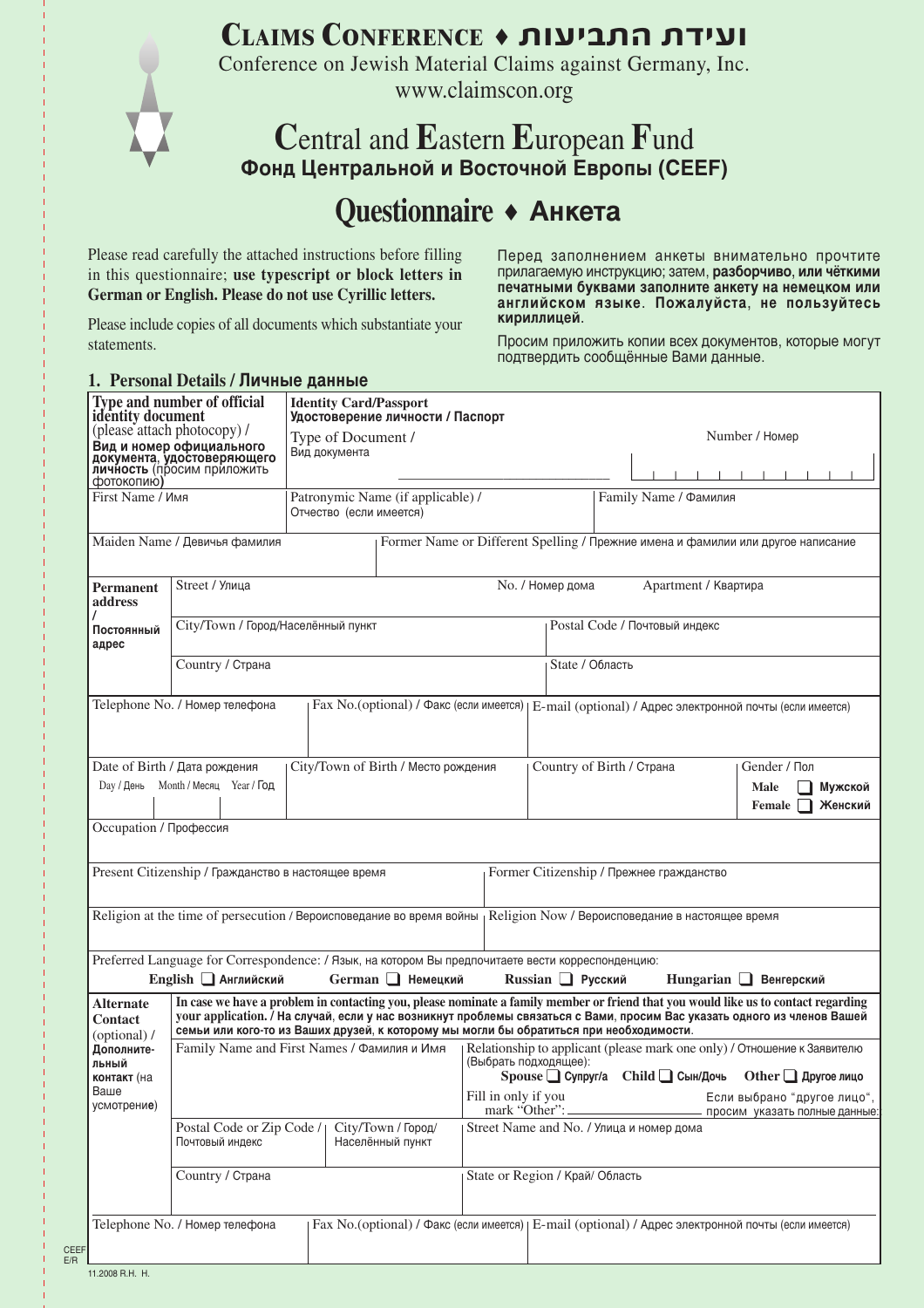# CLAIMS CONFERENCE ♦ ועידת התביעות

Conference on Jewish Material Claims against Germany, Inc.

www.claimscon.org

## Central and Eastern European Fund
**Фонд Центральной и Восточной Европы (CEEF)**

## Questionnaire ♦ Анкета

Please read carefully the attached instructions before filling in this questionnaire; **use typescript or block letters in German or English. Please do not use Cyrillic letters.**

Please include copies of all documents which substantiate your statements.

Перед заполнением анкеты внимательно прочтите прилагаемую инструкцию; затем, **разборчиво, или чёткими печатными буквами заполните анкету на немецком или английском языке**. **Пожалуйста, не пользуйтесь кириллицей**.

Просим приложить копии всех документов, которые могут подтвердить сообщённые Вами данные.

### 1. Personal Details / Личные данные

| | | | |
|---|---|---|---|
| **Type and number of official identity document** (please attach photocopy) / **Вид и номер официального документа, удостоверяющего личность** (просим приложить фотокопию) | **Identity Card/Passport** / **Удостоверение личности / Паспорт** — Type of Document / Вид документа | | Number / Номер |
| First Name / Имя | Patronymic Name (if applicable) / Отчество (если имеется) | | Family Name / Фамилия |
| Maiden Name / Девичья фамилия | Former Name or Different Spelling / Прежние имена и фамилии или другое написание | | |

| | | | |
|---|---|---|---|
| **Permanent address / Постоянный адрес** | Street / Улица | No. / Номер дома | Apartment / Квартира |
| | City/Town / Город/Населённый пункт | Postal Code / Почтовый индекс | |
| | Country / Страна | State / Область | |

| | | |
|---|---|---|
| Telephone No. / Номер телефона | Fax No.(optional) / Факс (если имеется) | E-mail (optional) / Адрес электронной почты (если имеется) |

| | | | |
|---|---|---|---|
| Date of Birth / Дата рождения — Day / День, Month / Месяц, Year / Год | City/Town of Birth / Место рождения | Country of Birth / Страна | Gender / Пол: Male ❑ Мужской; Female ❑ Женский |
| Occupation / Профессия | | | |

| | |
|---|---|
| Present Citizenship / Гражданство в настоящее время | Former Citizenship / Прежнее гражданство |
| Religion at the time of persecution / Вероисповедание во время войны | Religion Now / Вероисповедание в настоящее время |

Preferred Language for Correspondence: / Язык, на котором Вы предпочитаете вести корреспонденцию:

English ❑ Английский  German ❑ Немецкий  Russian ❑ Русский  Hungarian ❑ Венгерский

| | | | |
|---|---|---|---|
| **Alternate Contact** (optional) / **Дополнительный контакт** (на Ваше усмотрение) | **In case we have a problem in contacting you, please nominate a family member or friend that you would like us to contact regarding your application. / На случай, если у нас возникнут проблемы связаться с Вами, просим Вас указать одного из членов Вашей семьи или кого-то из Ваших друзей, к которому мы могли бы обратиться при необходимости.** | | |
| | Family Name and First Names / Фамилия и Имя | | Relationship to applicant (please mark one only) / Отношение к Заявителю (Выбрать подходящее): Spouse ❑ Супруг/а  Child ❑ Сын/Дочь  Other ❑ Другое лицо. Fill in only if you mark "Other": ____ Если выбрано "другое лицо", просим указать полные данные: |
| | Postal Code or Zip Code / Почтовый индекс | City/Town / Город/ Населённый пункт | Street Name and No. / Улица и номер дома |
| | Country / Страна | | State or Region / Край/ Область |

| | | |
|---|---|---|
| Telephone No. / Номер телефона | Fax No.(optional) / Факс (если имеется) | E-mail (optional) / Адрес электронной почты (если имеется) |

CEEF E/R

11.2008 R.H. H.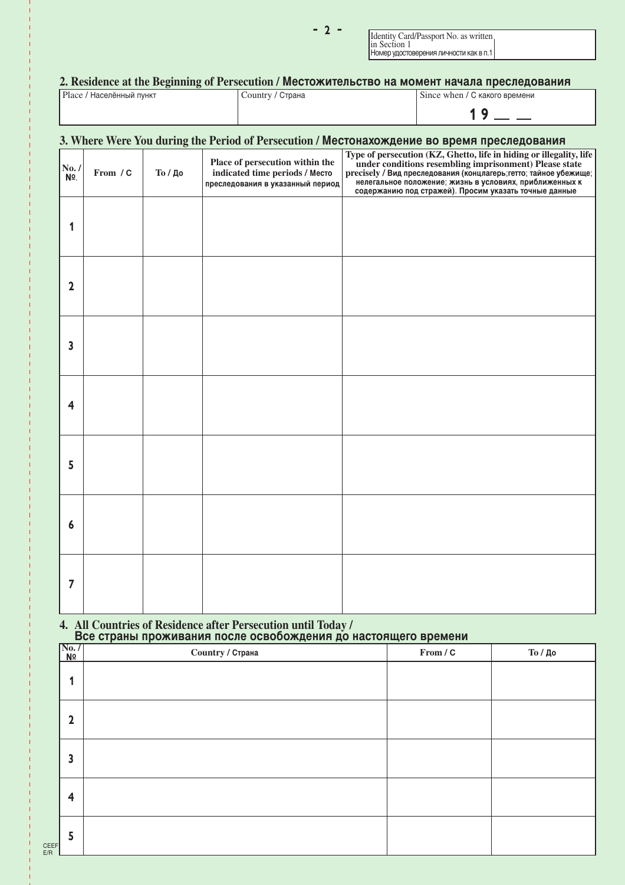| Identity Card/Passport No. as written in Section 1 Номер удостоверения личности как в п.1 | |
|---|---|

## 2. Residence at the Beginning of Persecution / Местожительство на момент начала преследования

| Place / Населённый пункт | Country / Страна | Since when / С какого времени |
|---|---|---|
| | | 19 __ __ |

## 3. Where Were You during the Period of Persecution / Местонахождение во время преследования

| No. / №. | From / С | To / До | Place of persecution within the indicated time periods / Место преследования в указанный период | Type of persecution (KZ, Ghetto, life in hiding or illegality, life under conditions resembling imprisonment) Please state precisely / Вид преследования (концлагерь; гетто; тайное убежище; нелегальное положение; жизнь в условиях, приближенных к содержанию под стражей). Просим указать точные данные |
|---|---|---|---|---|
| 1 | | | | |
| 2 | | | | |
| 3 | | | | |
| 4 | | | | |
| 5 | | | | |
| 6 | | | | |
| 7 | | | | |

## 4. All Countries of Residence after Persecution until Today / Все страны проживания после освобождения до настоящего времени

| No. / № | Country / Страна | From / С | To / До |
|---|---|---|---|
| 1 | | | |
| 2 | | | |
| 3 | | | |
| 4 | | | |
| 5 | | | |

CEEF E/R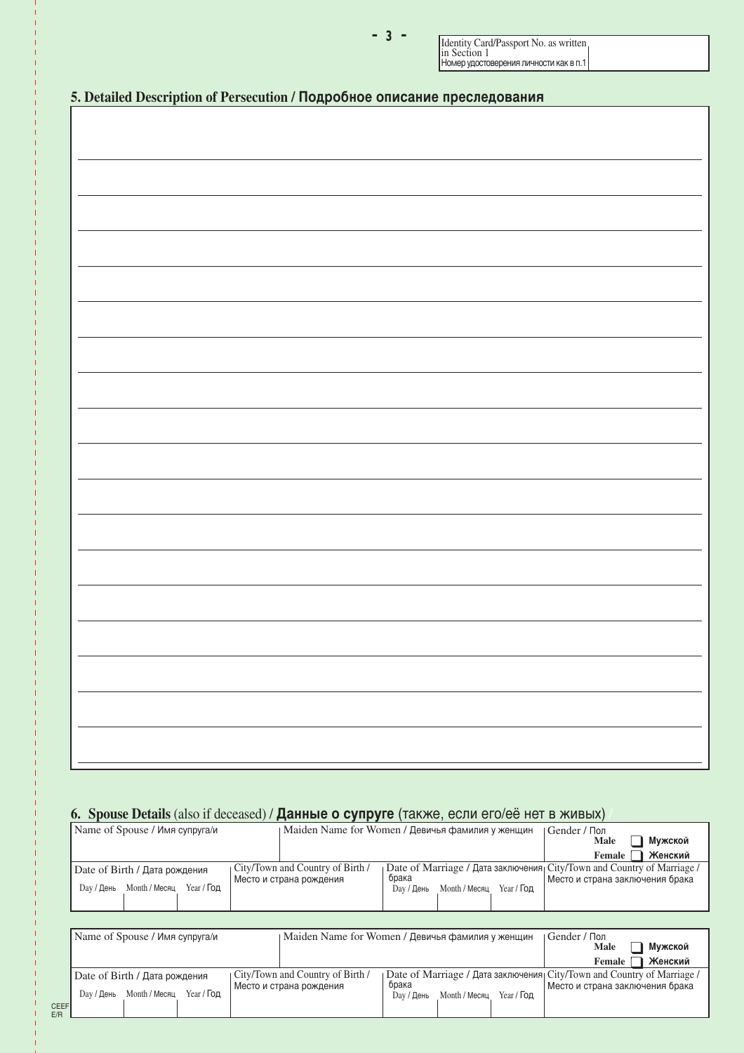| Identity Card/Passport No. as written in Section 1 / Номер удостоверения личности как в п.1 | |
|---|---|

## 5. Detailed Description of Persecution / Подробное описание преследования

| |
|---|
| |
| |
| |
| |
| |
| |
| |
| |
| |
| |
| |
| |
| |
| |
| |
| |
| |
| |

## 6. Spouse Details (also if deceased) / Данные о супруге (также, если его/её нет в живых)

| Name of Spouse / Имя супруга/и | | | | Maiden Name for Women / Девичья фамилия у женщин | | | | Gender / Пол Male ☐ Мужской Female ☐ Женский |
|---|---|---|---|---|---|---|---|---|
| Date of Birth / Дата рождения | | | City/Town and Country of Birth / Место и страна рождения | Date of Marriage / Дата заключения брака | | | | City/Town and Country of Marriage / Место и страна заключения брака |
| Day / День | Month / Месяц | Year / Год | | Day / День | Month / Месяц | Year / Год | | |
| | | | | | | | | |

| Name of Spouse / Имя супруга/и | | | | Maiden Name for Women / Девичья фамилия у женщин | | | | Gender / Пол Male ☐ Мужской Female ☐ Женский |
|---|---|---|---|---|---|---|---|---|
| Date of Birth / Дата рождения | | | City/Town and Country of Birth / Место и страна рождения | Date of Marriage / Дата заключения брака | | | | City/Town and Country of Marriage / Место и страна заключения брака |
| Day / День | Month / Месяц | Year / Год | | Day / День | Month / Месяц | Year / Год | | |
| | | | | | | | | |

CEEF E/R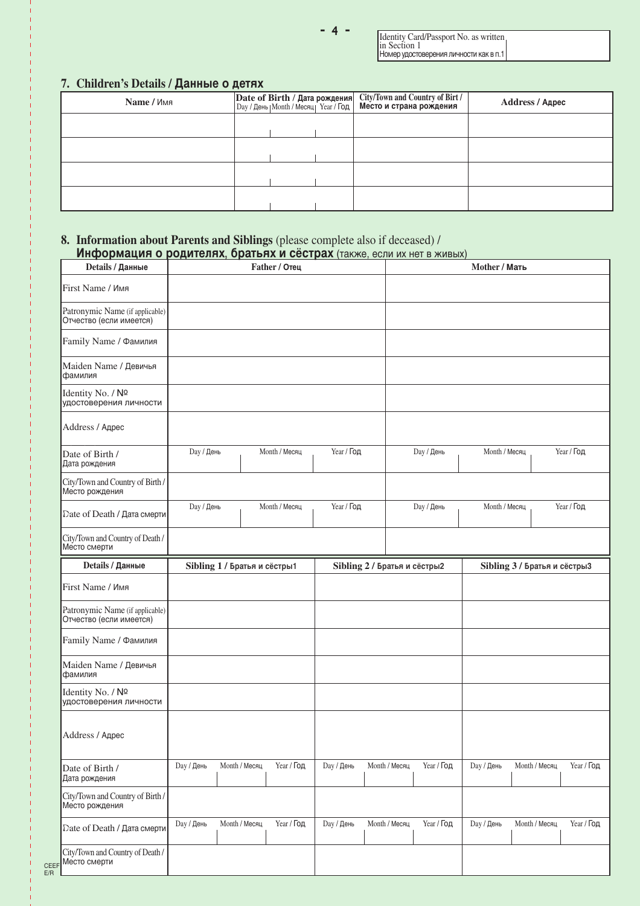| Identity Card/Passport No. as written in Section 1 Номер удостоверения личности как в п.1 | |
|---|---|

## 7. Children's Details / Данные о детях

| Name / Имя | Date of Birth / Дата рождения Day / День Month / Месяц Year / Год | City/Town and Country of Birt / Место и страна рождения | Address / Адрес |
|---|---|---|---|
| | | | |
| | | | |
| | | | |
| | | | |

## 8. Information about Parents and Siblings (please complete also if deceased) / Информация о родителях, братьях и сёстрах (также, если их нет в живых)

| Details / Данные | Father / Отец | | | Mother / Мать | | |
|---|---|---|---|---|---|---|
| First Name / Имя | | | | | | |
| Patronymic Name (if applicable) Отчество (если имеется) | | | | | | |
| Family Name / Фамилия | | | | | | |
| Maiden Name / Девичья фамилия | | | | | | |
| Identity No. / № удостоверения личности | | | | | | |
| Address / Адрес | | | | | | |
| Date of Birth / Дата рождения | Day / День | Month / Месяц | Year / Год | Day / День | Month / Месяц | Year / Год |
| City/Town and Country of Birth / Место рождения | | | | | | |
| Date of Death / Дата смерти | Day / День | Month / Месяц | Year / Год | Day / День | Month / Месяц | Year / Год |
| City/Town and Country of Death / Место смерти | | | | | | |

| Details / Данные | Sibling 1 / Братья и сёстры1 | | | Sibling 2 / Братья и сёстры2 | | | Sibling 3 / Братья и сёстры3 | | |
|---|---|---|---|---|---|---|---|---|---|
| First Name / Имя | | | | | | | | | |
| Patronymic Name (if applicable) Отчество (если имеется) | | | | | | | | | |
| Family Name / Фамилия | | | | | | | | | |
| Maiden Name / Девичья фамилия | | | | | | | | | |
| Identity No. / № удостоверения личности | | | | | | | | | |
| Address / Адрес | | | | | | | | | |
| Date of Birth / Дата рождения | Day / День | Month / Месяц | Year / Год | Day / День | Month / Месяц | Year / Год | Day / День | Month / Месяц | Year / Год |
| City/Town and Country of Birth / Место рождения | | | | | | | | | |
| Date of Death / Дата смерти | Day / День | Month / Месяц | Year / Год | Day / День | Month / Месяц | Year / Год | Day / День | Month / Месяц | Year / Год |
| City/Town and Country of Death / Место смерти | | | | | | | | | |

CEEF E/R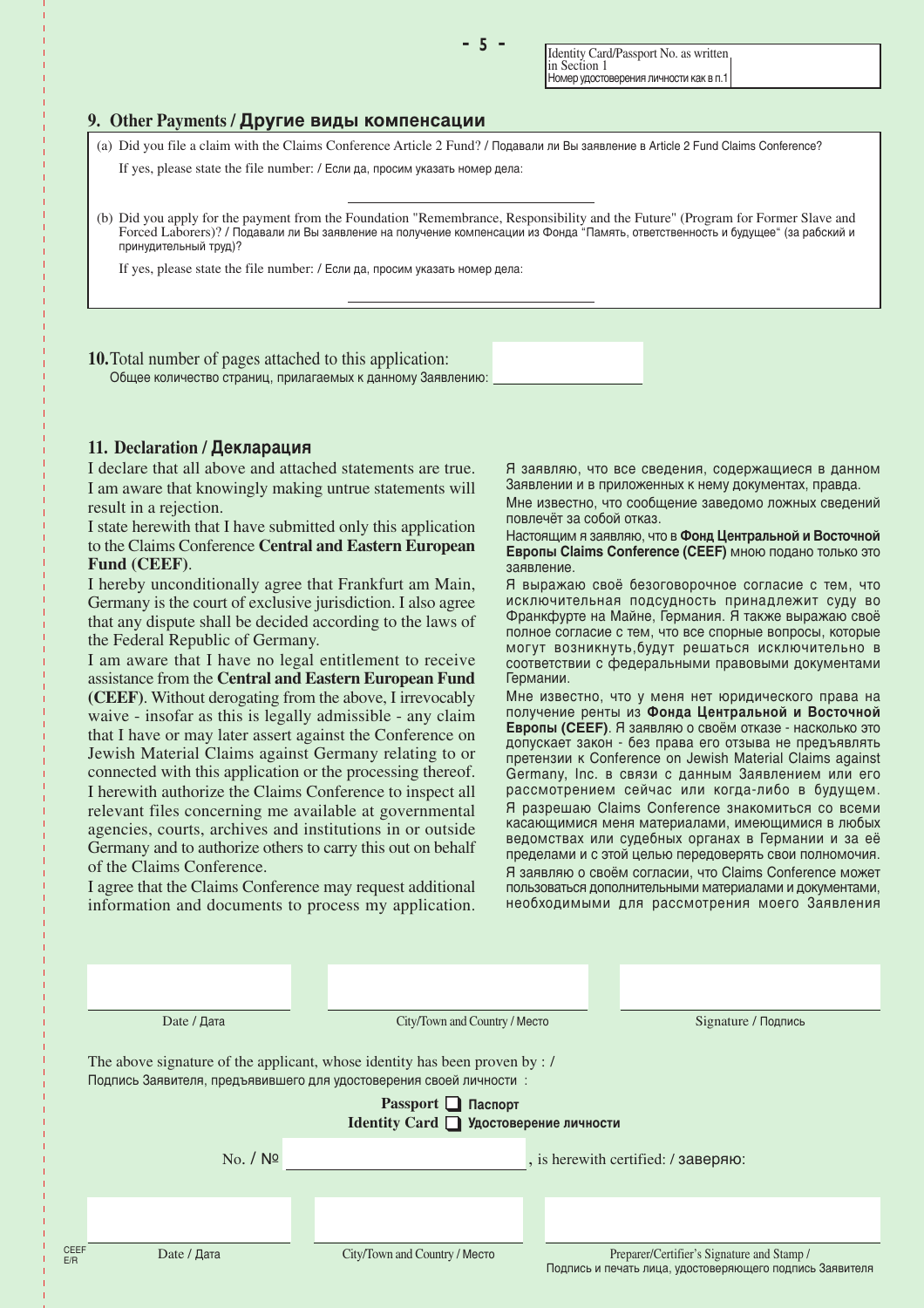Identity Card/Passport No. as written in Section 1
Номер удостоверения личности как в п.1

## 9. Other Payments / Другие виды компенсации

(a) Did you file a claim with the Claims Conference Article 2 Fund? / Подавали ли Вы заявление в Article 2 Fund Claims Conference?

If yes, please state the file number: / Если да, просим указать номер дела:

______________________

(b) Did you apply for the payment from the Foundation "Remembrance, Responsibility and the Future" (Program for Former Slave and Forced Laborers)? / Подавали ли Вы заявление на получение компенсации из Фонда "Память, ответственность и будущее" (за рабский и принудительный труд)?

If yes, please state the file number: / Если да, просим указать номер дела:

______________________

**10.** Total number of pages attached to this application:
Общее количество страниц, прилагаемых к данному Заявлению: ______________________

## 11. Declaration / Декларация

I declare that all above and attached statements are true. I am aware that knowingly making untrue statements will result in a rejection.

I state herewith that I have submitted only this application to the Claims Conference **Central and Eastern European Fund (CEEF)**.

I hereby unconditionally agree that Frankfurt am Main, Germany is the court of exclusive jurisdiction. I also agree that any dispute shall be decided according to the laws of the Federal Republic of Germany.

I am aware that I have no legal entitlement to receive assistance from the **Central and Eastern European Fund (CEEF)**. Without derogating from the above, I irrevocably waive - insofar as this is legally admissible - any claim that I have or may later assert against the Conference on Jewish Material Claims against Germany relating to or connected with this application or the processing thereof. I herewith authorize the Claims Conference to inspect all relevant files concerning me available at governmental agencies, courts, archives and institutions in or outside Germany and to authorize others to carry this out on behalf of the Claims Conference.

I agree that the Claims Conference may request additional information and documents to process my application.

Я заявляю, что все сведения, содержащиеся в данном Заявлении и в приложенных к нему документах, правда.

Мне известно, что сообщение заведомо ложных сведений повлечёт за собой отказ.

Настоящим я заявляю, что в **Фонд Центральной и Восточной Европы Claims Conference (CEEF)** мною подано только это заявление.

Я выражаю своё безоговорочное согласие с тем, что исключительная подсудность принадлежит суду во Франкфурте на Майне, Германия. Я также выражаю своё полное согласие с тем, что все спорные вопросы, которые могут возникнуть,будут решаться исключительно в соответствии с федеральными правовыми документами Германии.

Мне известно, что у меня нет юридического права на получение ренты из **Фонда Центральной и Восточной Европы (CEEF)**. Я заявляю о своём отказе - насколько это допускает закон - без права его отзыва не предъявлять претензии к Conference on Jewish Material Claims against Germany, Inc. в связи с данным Заявлением или его рассмотрением сейчас или когда-либо в будущем. Я разрешаю Claims Conference знакомиться со всеми касающимися меня материалами, имеющимися в любых ведомствах или судебных органах в Германии и за её пределами и с этой целью передоверять свои полномочия.

Я заявляю о своём согласии, что Claims Conference может пользоваться дополнительными материалами и документами, необходимыми для рассмотрения моего Заявления

| Date / Дата | City/Town and Country / Место | Signature / Подпись |
| --- | --- | --- |
| | | |

The above signature of the applicant, whose identity has been proven by : /
Подпись Заявителя, предъявившего для удостоверения своей личности :

**Passport** ☐ **Паспорт**
**Identity Card** ☐ **Удостоверение личности**

No. / № ______________________, is herewith certified: / заверяю:

| Date / Дата | City/Town and Country / Место | Preparer/Certifier's Signature and Stamp / Подпись и печать лица, удостоверяющего подпись Заявителя |
| --- | --- | --- |
| | | |

CEEF E/R